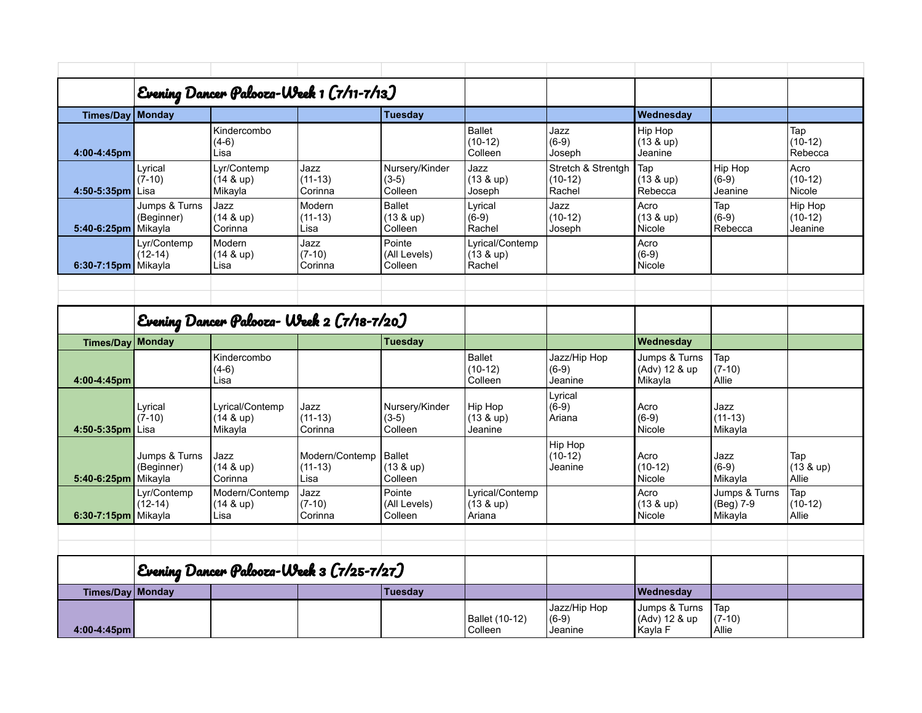## Evening Dancer Palooza-Week 1 (7/11-7/13)

| Times/Day | Monday | | | Tuesday | | | Wednesday | | |
|---|---|---|---|---|---|---|---|---|---|
| 4:00-4:45pm | | Kindercombo (4-6) Lisa | | | Ballet (10-12) Colleen | Jazz (6-9) Joseph | Hip Hop (13 & up) Jeanine | | Tap (10-12) Rebecca |
| 4:50-5:35pm | Lyrical (7-10) Lisa | Lyr/Contemp (14 & up) Mikayla | Jazz (11-13) Corinna | Nursery/Kinder (3-5) Colleen | Jazz (13 & up) Joseph | Stretch & Strentgh (10-12) Rachel | Tap (13 & up) Rebecca | Hip Hop (6-9) Jeanine | Acro (10-12) Nicole |
| 5:40-6:25pm | Jumps & Turns (Beginner) Mikayla | Jazz (14 & up) Corinna | Modern (11-13) Lisa | Ballet (13 & up) Colleen | Lyrical (6-9) Rachel | Jazz (10-12) Joseph | Acro (13 & up) Nicole | Tap (6-9) Rebecca | Hip Hop (10-12) Jeanine |
| 6:30-7:15pm | Lyr/Contemp (12-14) Mikayla | Modern (14 & up) Lisa | Jazz (7-10) Corinna | Pointe (All Levels) Colleen | Lyrical/Contemp (13 & up) Rachel | | Acro (6-9) Nicole | | |

## Evening Dancer Palooza- Week 2 (7/18-7/20)

| Times/Day | Monday | | | Tuesday | | | Wednesday | | |
|---|---|---|---|---|---|---|---|---|---|
| 4:00-4:45pm | | Kindercombo (4-6) Lisa | | | Ballet (10-12) Colleen | Jazz/Hip Hop (6-9) Jeanine | Jumps & Turns (Adv) 12 & up Mikayla | Tap (7-10) Allie | |
| 4:50-5:35pm | Lyrical (7-10) Lisa | Lyrical/Contemp (14 & up) Mikayla | Jazz (11-13) Corinna | Nursery/Kinder (3-5) Colleen | Hip Hop (13 & up) Jeanine | Lyrical (6-9) Ariana | Acro (6-9) Nicole | Jazz (11-13) Mikayla | |
| 5:40-6:25pm | Jumps & Turns (Beginner) Mikayla | Jazz (14 & up) Corinna | Modern/Contemp (11-13) Lisa | Ballet (13 & up) Colleen | | Hip Hop (10-12) Jeanine | Acro (10-12) Nicole | Jazz (6-9) Mikayla | Tap (13 & up) Allie |
| 6:30-7:15pm | Lyr/Contemp (12-14) Mikayla | Modern/Contemp (14 & up) Lisa | Jazz (7-10) Corinna | Pointe (All Levels) Colleen | Lyrical/Contemp (13 & up) Ariana | | Acro (13 & up) Nicole | Jumps & Turns (Beg) 7-9 Mikayla | Tap (10-12) Allie |

## Evening Dancer Palooza-Week 3 (7/25-7/27)

| Times/Day | Monday | | | Tuesday | | | Wednesday | | |
|---|---|---|---|---|---|---|---|---|---|
| 4:00-4:45pm | | | | | Ballet (10-12) Colleen | Jazz/Hip Hop (6-9) Jeanine | Jumps & Turns (Adv) 12 & up Kayla F | Tap (7-10) Allie | |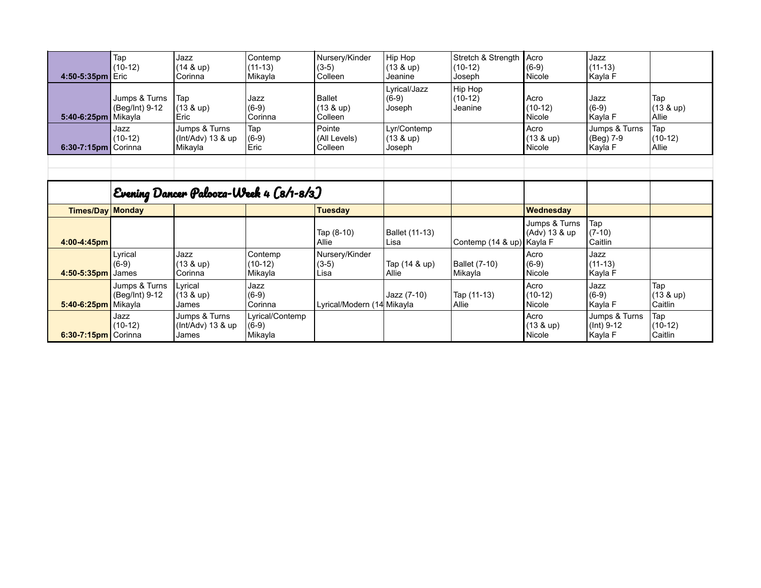| | | | | | | | | | |
|---|---|---|---|---|---|---|---|---|---|
| 4:50-5:35pm | Tap (10-12) Eric | Jazz (14 & up) Corinna | Contemp (11-13) Mikayla | Nursery/Kinder (3-5) Colleen | Hip Hop (13 & up) Jeanine | Stretch & Strength (10-12) Joseph | Acro (6-9) Nicole | Jazz (11-13) Kayla F | |
| 5:40-6:25pm | Jumps & Turns (Beg/Int) 9-12 Mikayla | Tap (13 & up) Eric | Jazz (6-9) Corinna | Ballet (13 & up) Colleen | Lyrical/Jazz (6-9) Joseph | Hip Hop (10-12) Jeanine | Acro (10-12) Nicole | Jazz (6-9) Kayla F | Tap (13 & up) Allie |
| 6:30-7:15pm | Jazz (10-12) Corinna | Jumps & Turns (Int/Adv) 13 & up Mikayla | Tap (6-9) Eric | Pointe (All Levels) Colleen | Lyr/Contemp (13 & up) Joseph | | Acro (13 & up) Nicole | Jumps & Turns (Beg) 7-9 Kayla F | Tap (10-12) Allie |

## Evening Dancer Palooza-Week 4 (8/1-8/3)

| Times/Day | Monday | | | Tuesday | | | Wednesday | | |
|---|---|---|---|---|---|---|---|---|---|
| 4:00-4:45pm | | | | Tap (8-10) Allie | Ballet (11-13) Lisa | Contemp (14 & up) | Jumps & Turns (Adv) 13 & up Kayla F | Tap (7-10) Caitlin | |
| 4:50-5:35pm | Lyrical (6-9) James | Jazz (13 & up) Corinna | Contemp (10-12) Mikayla | Nursery/Kinder (3-5) Lisa | Tap (14 & up) Allie | Ballet (7-10) Mikayla | Acro (6-9) Nicole | Jazz (11-13) Kayla F | |
| 5:40-6:25pm | Jumps & Turns (Beg/Int) 9-12 Mikayla | Lyrical (13 & up) James | Jazz (6-9) Corinna | Lyrical/Modern (14 | Jazz (7-10) Mikayla | Tap (11-13) Allie | Acro (10-12) Nicole | Jazz (6-9) Kayla F | Tap (13 & up) Caitlin |
| 6:30-7:15pm | Jazz (10-12) Corinna | Jumps & Turns (Int/Adv) 13 & up James | Lyrical/Contemp (6-9) Mikayla | | | | Acro (13 & up) Nicole | Jumps & Turns (Int) 9-12 Kayla F | Tap (10-12) Caitlin |